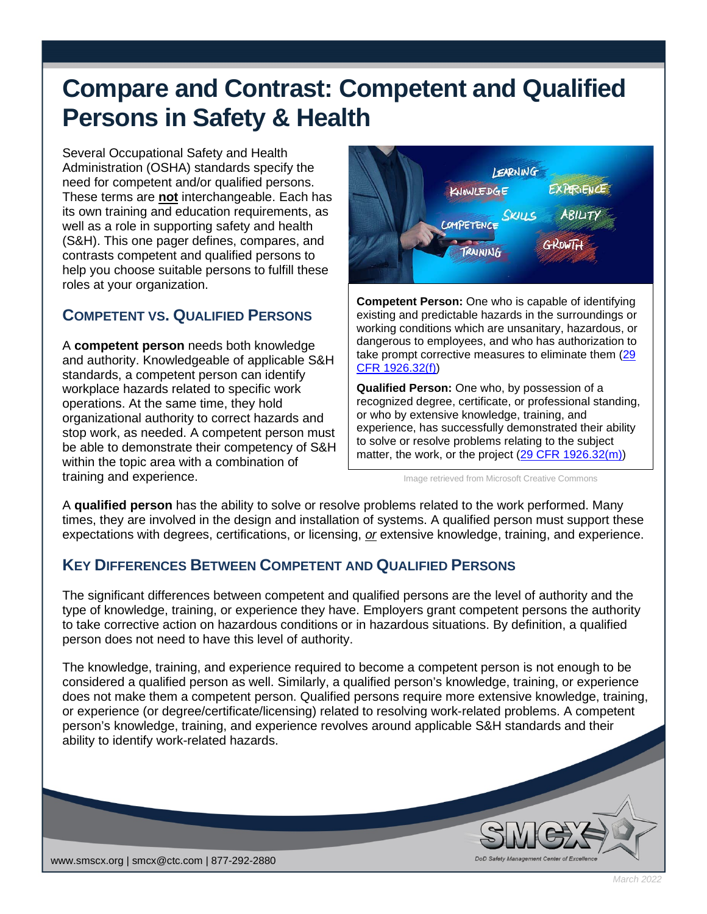# Compare and Contrast: Competent and Qualified Persons in Safety & Health

Several Occupational Safety and Health Administration (OSHA) standards specify the need for competent and/or qualified persons. These terms are **not** interchangeable. Each has its own training and education requirements, as well as a role in supporting safety and health (S&H). This one pager defines, compares, and contrasts competent and qualified persons to help you choose suitable persons to fulfill these roles at your organization.

**Competent Person:** One who is capable of identifying existing and predictable hazards in the surroundings or working conditions which are unsanitary, hazardous, or dangerous to employees, and who has authorization to take prompt corrective measures to eliminate them (29 CFR 1926.32(f))

**Qualified Person:** One who, by possession of a recognized degree, certificate, or professional standing, or who by extensive knowledge, training, and experience, has successfully demonstrated their ability to solve or resolve problems relating to the subject matter, the work, or the project (29 CFR 1926.32(m))

Image retrieved from Microsoft Creative Commons

## Competent vs. Qualified Persons

A **competent person** needs both knowledge and authority. Knowledgeable of applicable S&H standards, a competent person can identify workplace hazards related to specific work operations. At the same time, they hold organizational authority to correct hazards and stop work, as needed. A competent person must be able to demonstrate their competency of S&H within the topic area with a combination of training and experience.

A **qualified person** has the ability to solve or resolve problems related to the work performed. Many times, they are involved in the design and installation of systems. A qualified person must support these expectations with degrees, certifications, or licensing, *or* extensive knowledge, training, and experience.

## Key Differences Between Competent and Qualified Persons

The significant differences between competent and qualified persons are the level of authority and the type of knowledge, training, or experience they have. Employers grant competent persons the authority to take corrective action on hazardous conditions or in hazardous situations. By definition, a qualified person does not need to have this level of authority.

The knowledge, training, and experience required to become a competent person is not enough to be considered a qualified person as well. Similarly, a qualified person's knowledge, training, or experience does not make them a competent person. Qualified persons require more extensive knowledge, training, or experience (or degree/certificate/licensing) related to resolving work-related problems. A competent person's knowledge, training, and experience revolves around applicable S&H standards and their ability to identify work-related hazards.

www.smcx.org | smcx@ctc.com | 877-292-2880

DoD Safety Management Center of Excellence

March 2022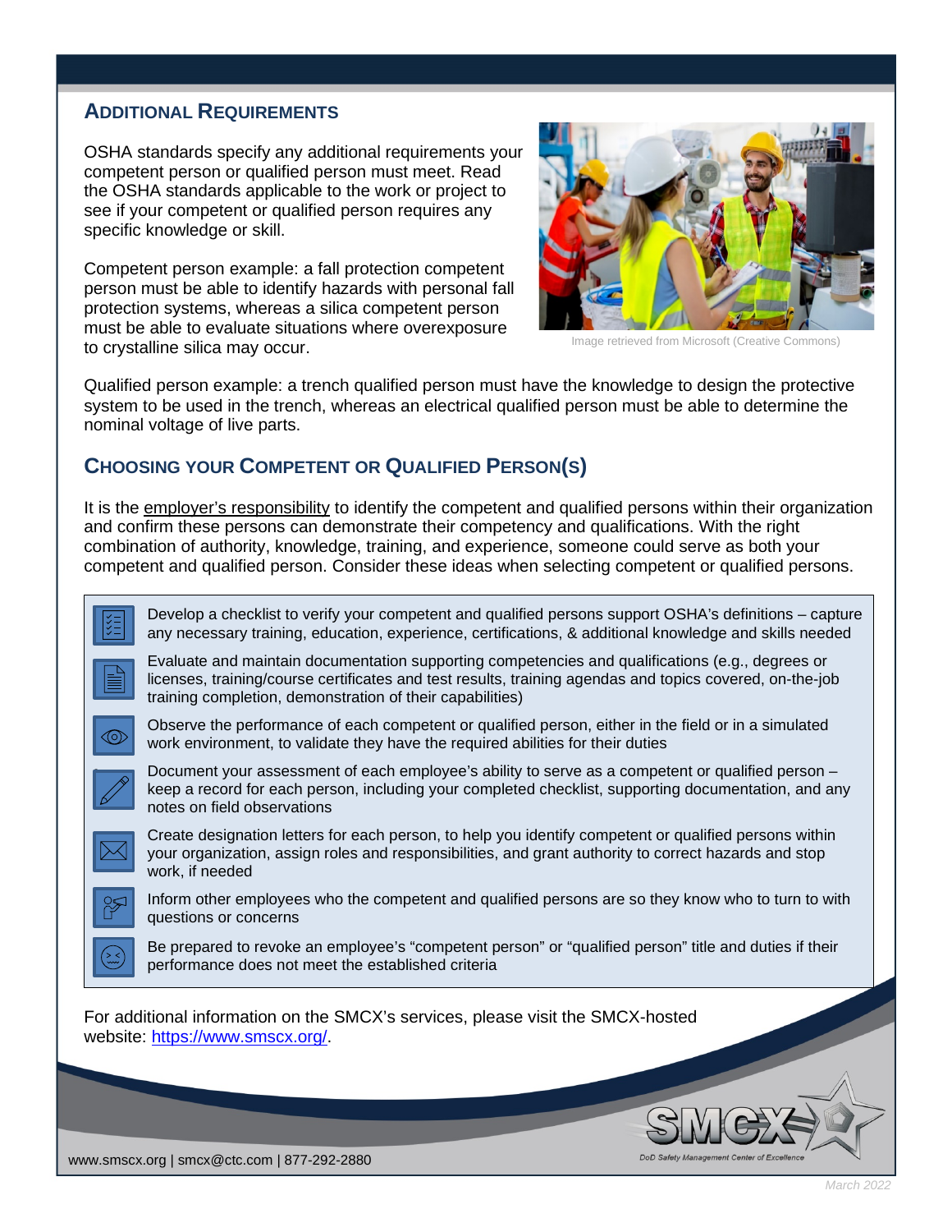## ADDITIONAL REQUIREMENTS

OSHA standards specify any additional requirements your competent person or qualified person must meet. Read the OSHA standards applicable to the work or project to see if your competent or qualified person requires any specific knowledge or skill.

Competent person example: a fall protection competent person must be able to identify hazards with personal fall protection systems, whereas a silica competent person must be able to evaluate situations where overexposure to crystalline silica may occur.

Image retrieved from Microsoft (Creative Commons)

Qualified person example: a trench qualified person must have the knowledge to design the protective system to be used in the trench, whereas an electrical qualified person must be able to determine the nominal voltage of live parts.

## CHOOSING YOUR COMPETENT OR QUALIFIED PERSON(S)

It is the employer's responsibility to identify the competent and qualified persons within their organization and confirm these persons can demonstrate their competency and qualifications. With the right combination of authority, knowledge, training, and experience, someone could serve as both your competent and qualified person. Consider these ideas when selecting competent or qualified persons.

- Develop a checklist to verify your competent and qualified persons support OSHA's definitions – capture any necessary training, education, experience, certifications, & additional knowledge and skills needed
- Evaluate and maintain documentation supporting competencies and qualifications (e.g., degrees or licenses, training/course certificates and test results, training agendas and topics covered, on-the-job training completion, demonstration of their capabilities)
- Observe the performance of each competent or qualified person, either in the field or in a simulated work environment, to validate they have the required abilities for their duties
- Document your assessment of each employee's ability to serve as a competent or qualified person – keep a record for each person, including your completed checklist, supporting documentation, and any notes on field observations
- Create designation letters for each person, to help you identify competent or qualified persons within your organization, assign roles and responsibilities, and grant authority to correct hazards and stop work, if needed
- Inform other employees who the competent and qualified persons are so they know who to turn to with questions or concerns
- Be prepared to revoke an employee's "competent person" or "qualified person" title and duties if their performance does not meet the established criteria

For additional information on the SMCX's services, please visit the SMCX-hosted website: [https://www.smscx.org/](https://www.smscx.org/).

www.smscx.org | smcx@ctc.com | 877-292-2880

SMCX DoD Safety Management Center of Excellence

March 2022